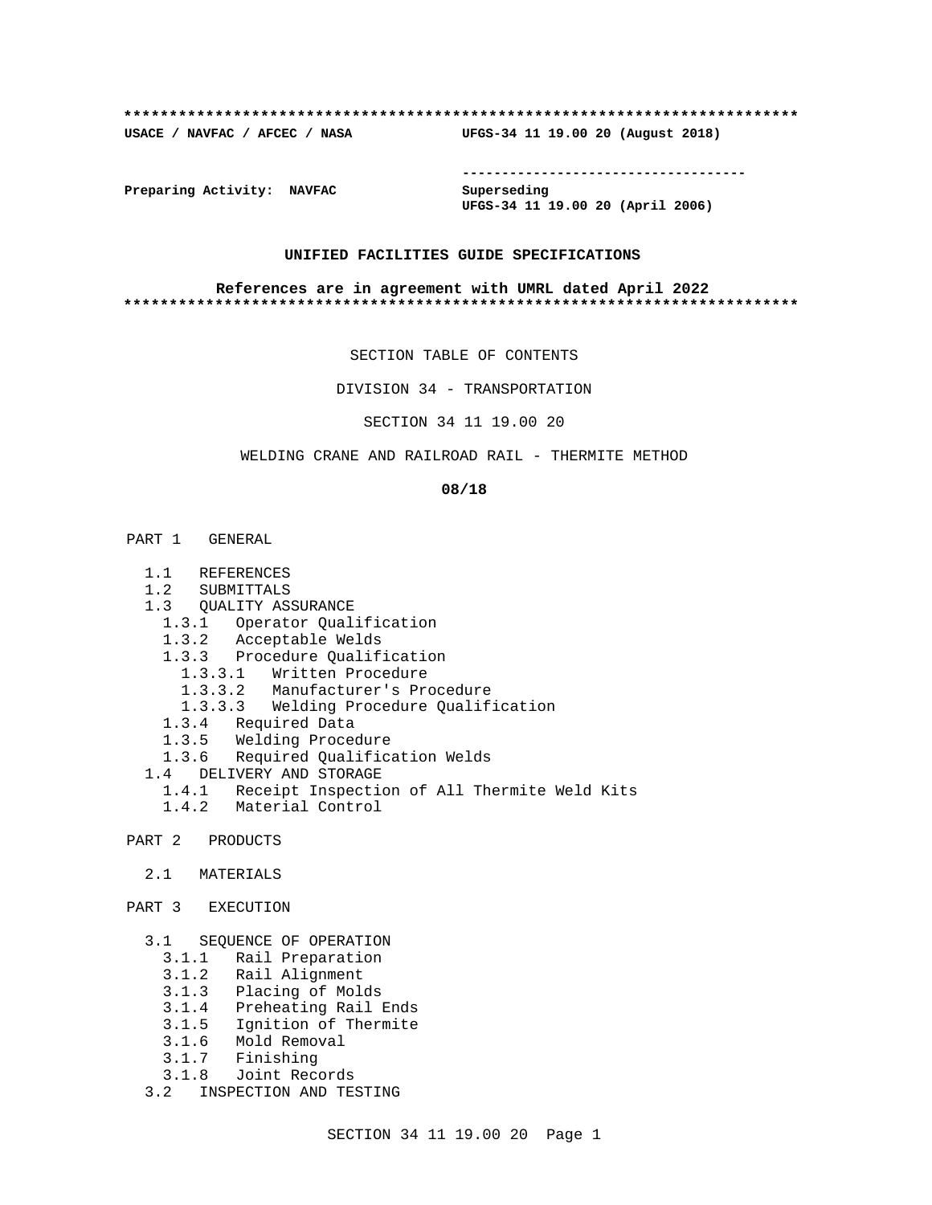**************************************************************************

**USACE / NAVFAC / AFCEC / NASA** **UFGS-34 11 19.00 20 (August 2018)**

-----------------------------------

**Preparing Activity: NAVFAC** **Superseding**
**UFGS-34 11 19.00 20 (April 2006)**

**UNIFIED FACILITIES GUIDE SPECIFICATIONS**

**References are in agreement with UMRL dated April 2022**

**************************************************************************

SECTION TABLE OF CONTENTS

DIVISION 34 - TRANSPORTATION

SECTION 34 11 19.00 20

WELDING CRANE AND RAILROAD RAIL - THERMITE METHOD

**08/18**

PART 1 GENERAL

- 1.1 REFERENCES
- 1.2 SUBMITTALS
- 1.3 QUALITY ASSURANCE
  - 1.3.1 Operator Qualification
  - 1.3.2 Acceptable Welds
  - 1.3.3 Procedure Qualification
    - 1.3.3.1 Written Procedure
    - 1.3.3.2 Manufacturer's Procedure
    - 1.3.3.3 Welding Procedure Qualification
  - 1.3.4 Required Data
  - 1.3.5 Welding Procedure
  - 1.3.6 Required Qualification Welds
- 1.4 DELIVERY AND STORAGE
  - 1.4.1 Receipt Inspection of All Thermite Weld Kits
  - 1.4.2 Material Control

PART 2 PRODUCTS

- 2.1 MATERIALS

PART 3 EXECUTION

- 3.1 SEQUENCE OF OPERATION
  - 3.1.1 Rail Preparation
  - 3.1.2 Rail Alignment
  - 3.1.3 Placing of Molds
  - 3.1.4 Preheating Rail Ends
  - 3.1.5 Ignition of Thermite
  - 3.1.6 Mold Removal
  - 3.1.7 Finishing
  - 3.1.8 Joint Records
- 3.2 INSPECTION AND TESTING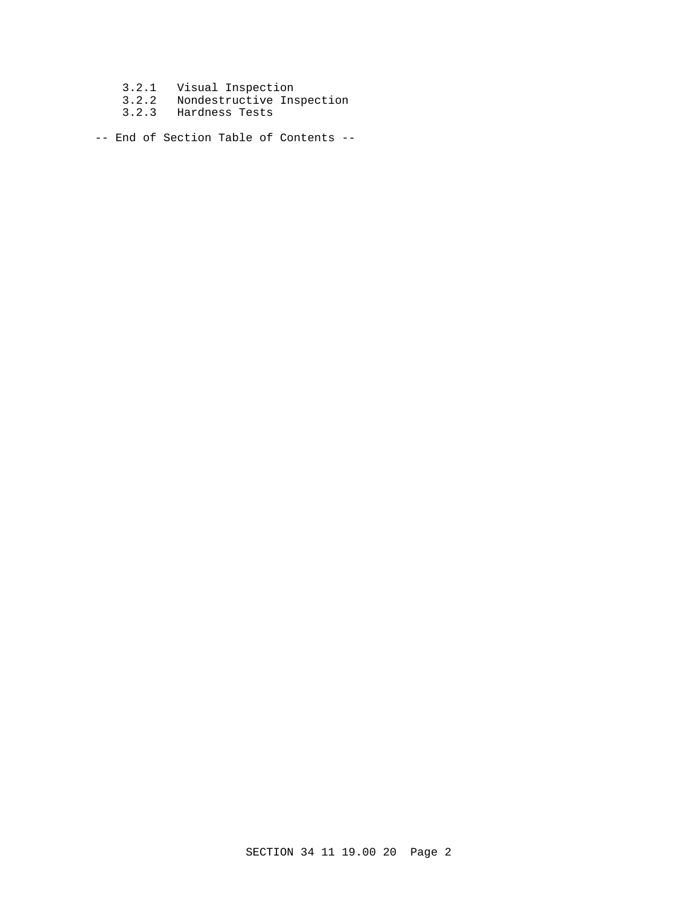3.2.1 Visual Inspection
3.2.2 Nondestructive Inspection
3.2.3 Hardness Tests

-- End of Section Table of Contents --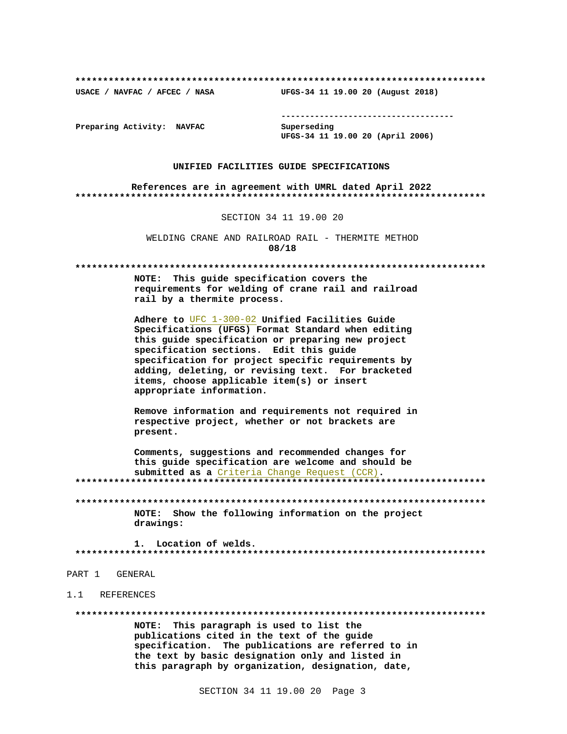**************************************************************************

**USACE / NAVFAC / AFCEC / NASA** **UFGS-34 11 19.00 20 (August 2018)**

-----------------------------------

**Preparing Activity: NAVFAC** Superseding
**UFGS-34 11 19.00 20 (April 2006)**

**UNIFIED FACILITIES GUIDE SPECIFICATIONS**

**References are in agreement with UMRL dated April 2022**

**************************************************************************

SECTION 34 11 19.00 20

WELDING CRANE AND RAILROAD RAIL - THERMITE METHOD
**08/18**

**************************************************************************

**NOTE: This guide specification covers the requirements for welding of crane rail and railroad rail by a thermite process.**

**Adhere to** UFC 1-300-02 **Unified Facilities Guide Specifications (UFGS) Format Standard when editing this guide specification or preparing new project specification sections. Edit this guide specification for project specific requirements by adding, deleting, or revising text. For bracketed items, choose applicable item(s) or insert appropriate information.**

**Remove information and requirements not required in respective project, whether or not brackets are present.**

**Comments, suggestions and recommended changes for this guide specification are welcome and should be submitted as a** Criteria Change Request (CCR)**.**

**************************************************************************

**************************************************************************

**NOTE: Show the following information on the project drawings:**

**1. Location of welds.**

**************************************************************************

PART 1 GENERAL

1.1 REFERENCES

**************************************************************************

**NOTE: This paragraph is used to list the publications cited in the text of the guide specification. The publications are referred to in the text by basic designation only and listed in this paragraph by organization, designation, date,**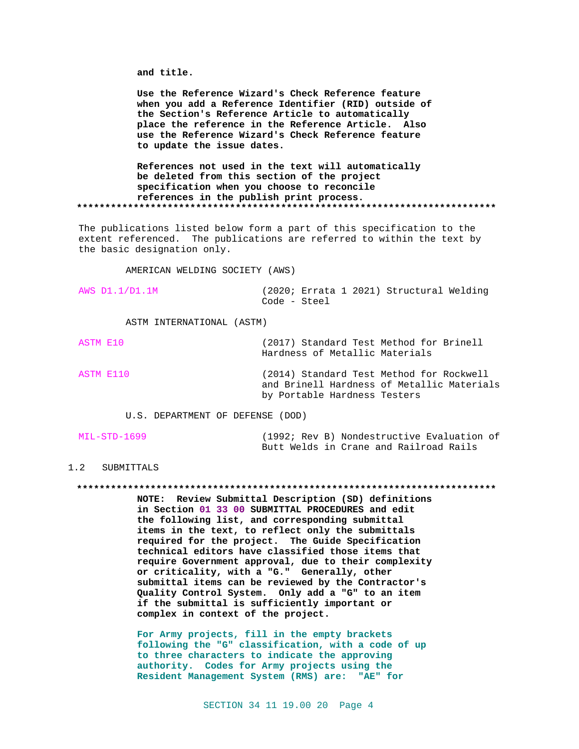**and title.**

**Use the Reference Wizard's Check Reference feature when you add a Reference Identifier (RID) outside of the Section's Reference Article to automatically place the reference in the Reference Article. Also use the Reference Wizard's Check Reference feature to update the issue dates.**

**References not used in the text will automatically be deleted from this section of the project specification when you choose to reconcile references in the publish print process.**

**************************************************************************

The publications listed below form a part of this specification to the extent referenced. The publications are referred to within the text by the basic designation only.

AMERICAN WELDING SOCIETY (AWS)

| | |
|---|---|
| AWS D1.1/D1.1M | (2020; Errata 1 2021) Structural Welding Code - Steel |

ASTM INTERNATIONAL (ASTM)

| | |
|---|---|
| ASTM E10 | (2017) Standard Test Method for Brinell Hardness of Metallic Materials |
| ASTM E110 | (2014) Standard Test Method for Rockwell and Brinell Hardness of Metallic Materials by Portable Hardness Testers |

U.S. DEPARTMENT OF DEFENSE (DOD)

| | |
|---|---|
| MIL-STD-1699 | (1992; Rev B) Nondestructive Evaluation of Butt Welds in Crane and Railroad Rails |

## 1.2 SUBMITTALS

**************************************************************************

**NOTE: Review Submittal Description (SD) definitions in Section 01 33 00 SUBMITTAL PROCEDURES and edit the following list, and corresponding submittal items in the text, to reflect only the submittals required for the project. The Guide Specification technical editors have classified those items that require Government approval, due to their complexity or criticality, with a "G." Generally, other submittal items can be reviewed by the Contractor's Quality Control System. Only add a "G" to an item if the submittal is sufficiently important or complex in context of the project.**

**For Army projects, fill in the empty brackets following the "G" classification, with a code of up to three characters to indicate the approving authority. Codes for Army projects using the Resident Management System (RMS) are: "AE" for**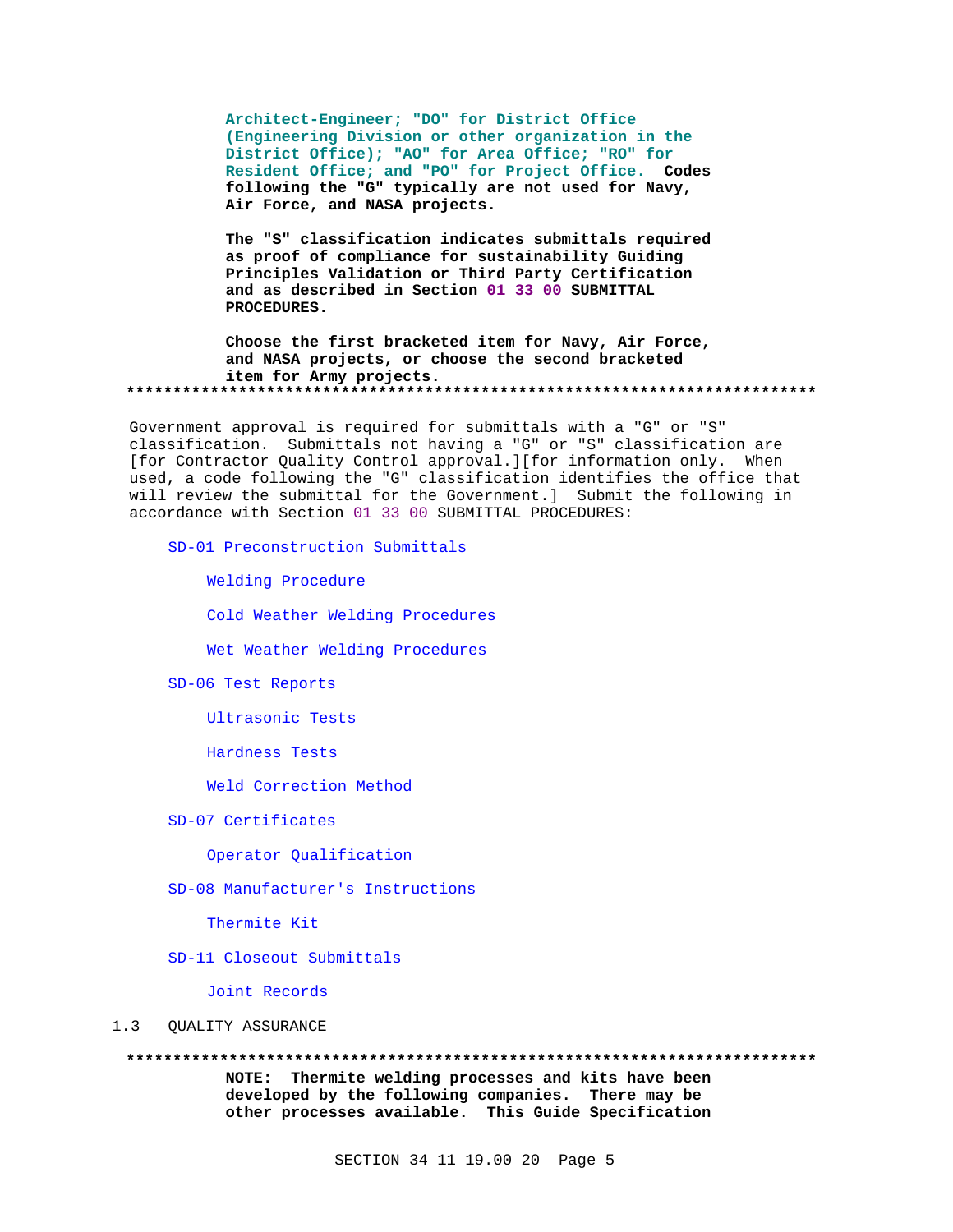**Architect-Engineer; "DO" for District Office (Engineering Division or other organization in the District Office); "AO" for Area Office; "RO" for Resident Office; and "PO" for Project Office. Codes following the "G" typically are not used for Navy, Air Force, and NASA projects.**

**The "S" classification indicates submittals required as proof of compliance for sustainability Guiding Principles Validation or Third Party Certification and as described in Section 01 33 00 SUBMITTAL PROCEDURES.**

**Choose the first bracketed item for Navy, Air Force, and NASA projects, or choose the second bracketed item for Army projects.**

**************************************************************************

Government approval is required for submittals with a "G" or "S" classification. Submittals not having a "G" or "S" classification are [for Contractor Quality Control approval.][for information only. When used, a code following the "G" classification identifies the office that will review the submittal for the Government.] Submit the following in accordance with Section 01 33 00 SUBMITTAL PROCEDURES:

SD-01 Preconstruction Submittals

- Welding Procedure
- Cold Weather Welding Procedures
- Wet Weather Welding Procedures

SD-06 Test Reports

- Ultrasonic Tests
- Hardness Tests
- Weld Correction Method

SD-07 Certificates

- Operator Qualification

SD-08 Manufacturer's Instructions

- Thermite Kit

SD-11 Closeout Submittals

- Joint Records

## 1.3 QUALITY ASSURANCE

**************************************************************************

**NOTE: Thermite welding processes and kits have been developed by the following companies. There may be other processes available. This Guide Specification**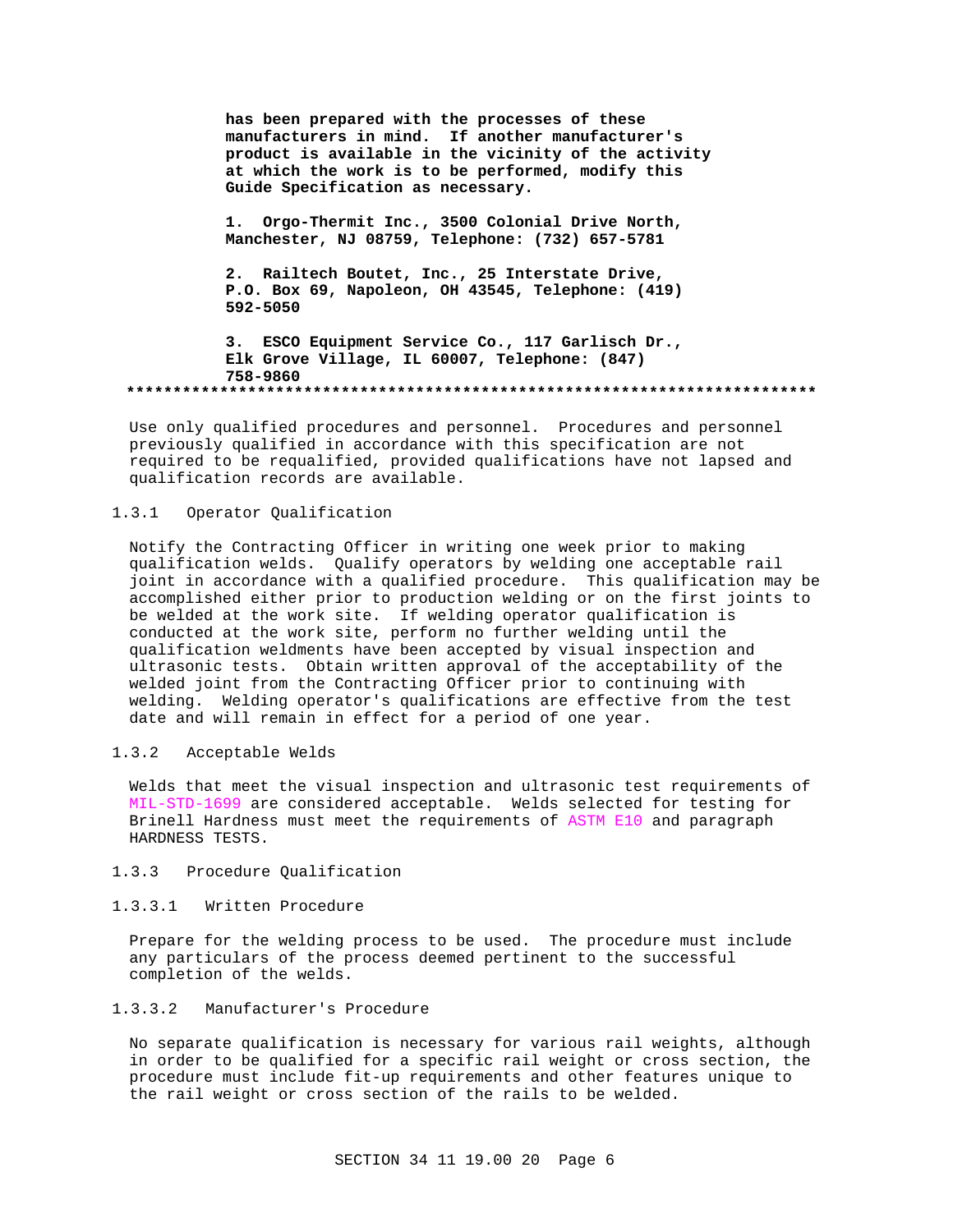**has been prepared with the processes of these manufacturers in mind. If another manufacturer's product is available in the vicinity of the activity at which the work is to be performed, modify this Guide Specification as necessary.**

**1. Orgo-Thermit Inc., 3500 Colonial Drive North, Manchester, NJ 08759, Telephone: (732) 657-5781**

**2. Railtech Boutet, Inc., 25 Interstate Drive, P.O. Box 69, Napoleon, OH 43545, Telephone: (419) 592-5050**

**3. ESCO Equipment Service Co., 117 Garlisch Dr., Elk Grove Village, IL 60007, Telephone: (847) 758-9860**

**************************************************************************

Use only qualified procedures and personnel. Procedures and personnel previously qualified in accordance with this specification are not required to be requalified, provided qualifications have not lapsed and qualification records are available.

### 1.3.1 Operator Qualification

Notify the Contracting Officer in writing one week prior to making qualification welds. Qualify operators by welding one acceptable rail joint in accordance with a qualified procedure. This qualification may be accomplished either prior to production welding or on the first joints to be welded at the work site. If welding operator qualification is conducted at the work site, perform no further welding until the qualification weldments have been accepted by visual inspection and ultrasonic tests. Obtain written approval of the acceptability of the welded joint from the Contracting Officer prior to continuing with welding. Welding operator's qualifications are effective from the test date and will remain in effect for a period of one year.

### 1.3.2 Acceptable Welds

Welds that meet the visual inspection and ultrasonic test requirements of MIL-STD-1699 are considered acceptable. Welds selected for testing for Brinell Hardness must meet the requirements of ASTM E10 and paragraph HARDNESS TESTS.

### 1.3.3 Procedure Qualification

#### 1.3.3.1 Written Procedure

Prepare for the welding process to be used. The procedure must include any particulars of the process deemed pertinent to the successful completion of the welds.

#### 1.3.3.2 Manufacturer's Procedure

No separate qualification is necessary for various rail weights, although in order to be qualified for a specific rail weight or cross section, the procedure must include fit-up requirements and other features unique to the rail weight or cross section of the rails to be welded.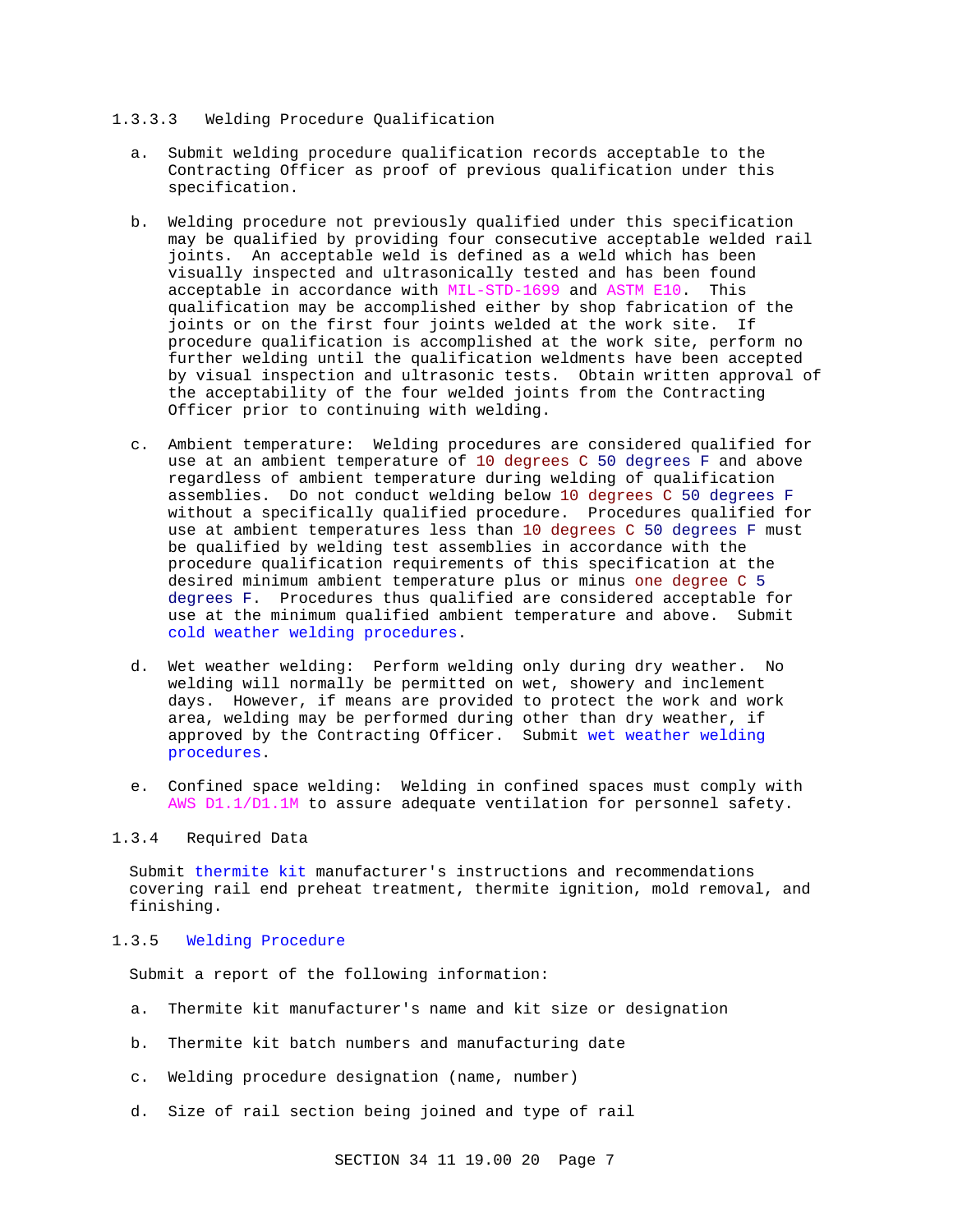#### 1.3.3.3 Welding Procedure Qualification

a. Submit welding procedure qualification records acceptable to the Contracting Officer as proof of previous qualification under this specification.

b. Welding procedure not previously qualified under this specification may be qualified by providing four consecutive acceptable welded rail joints. An acceptable weld is defined as a weld which has been visually inspected and ultrasonically tested and has been found acceptable in accordance with MIL-STD-1699 and ASTM E10. This qualification may be accomplished either by shop fabrication of the joints or on the first four joints welded at the work site. If procedure qualification is accomplished at the work site, perform no further welding until the qualification weldments have been accepted by visual inspection and ultrasonic tests. Obtain written approval of the acceptability of the four welded joints from the Contracting Officer prior to continuing with welding.

c. Ambient temperature: Welding procedures are considered qualified for use at an ambient temperature of 10 degrees C 50 degrees F and above regardless of ambient temperature during welding of qualification assemblies. Do not conduct welding below 10 degrees C 50 degrees F without a specifically qualified procedure. Procedures qualified for use at ambient temperatures less than 10 degrees C 50 degrees F must be qualified by welding test assemblies in accordance with the procedure qualification requirements of this specification at the desired minimum ambient temperature plus or minus one degree C 5 degrees F. Procedures thus qualified are considered acceptable for use at the minimum qualified ambient temperature and above. Submit cold weather welding procedures.

d. Wet weather welding: Perform welding only during dry weather. No welding will normally be permitted on wet, showery and inclement days. However, if means are provided to protect the work and work area, welding may be performed during other than dry weather, if approved by the Contracting Officer. Submit wet weather welding procedures.

e. Confined space welding: Welding in confined spaces must comply with AWS D1.1/D1.1M to assure adequate ventilation for personnel safety.

### 1.3.4 Required Data

Submit thermite kit manufacturer's instructions and recommendations covering rail end preheat treatment, thermite ignition, mold removal, and finishing.

### 1.3.5 Welding Procedure

Submit a report of the following information:

a. Thermite kit manufacturer's name and kit size or designation

b. Thermite kit batch numbers and manufacturing date

c. Welding procedure designation (name, number)

d. Size of rail section being joined and type of rail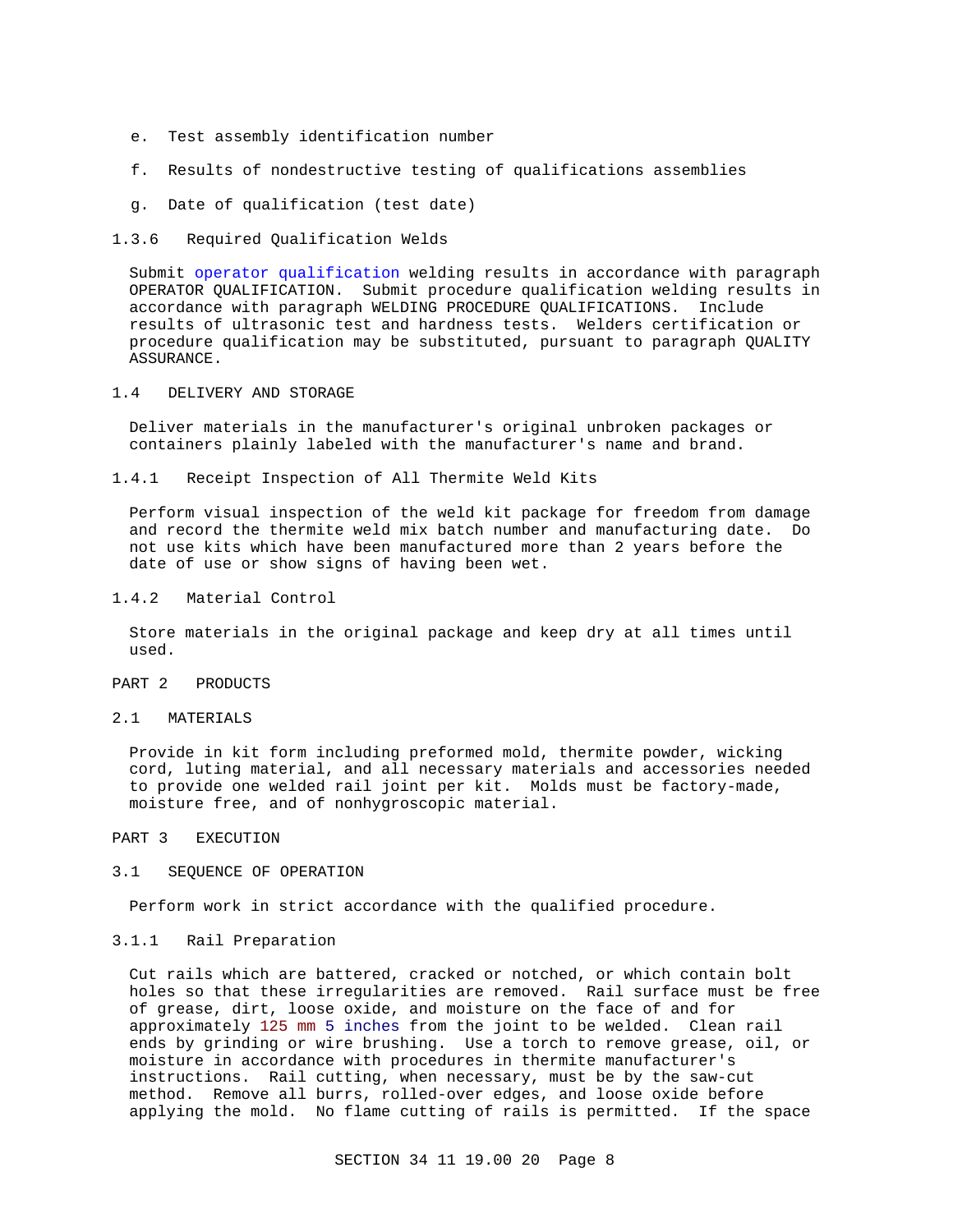e. Test assembly identification number

f. Results of nondestructive testing of qualifications assemblies

g. Date of qualification (test date)

### 1.3.6 Required Qualification Welds

Submit operator qualification welding results in accordance with paragraph OPERATOR QUALIFICATION. Submit procedure qualification welding results in accordance with paragraph WELDING PROCEDURE QUALIFICATIONS. Include results of ultrasonic test and hardness tests. Welders certification or procedure qualification may be substituted, pursuant to paragraph QUALITY ASSURANCE.

## 1.4 DELIVERY AND STORAGE

Deliver materials in the manufacturer's original unbroken packages or containers plainly labeled with the manufacturer's name and brand.

### 1.4.1 Receipt Inspection of All Thermite Weld Kits

Perform visual inspection of the weld kit package for freedom from damage and record the thermite weld mix batch number and manufacturing date. Do not use kits which have been manufactured more than 2 years before the date of use or show signs of having been wet.

### 1.4.2 Material Control

Store materials in the original package and keep dry at all times until used.

# PART 2 PRODUCTS

## 2.1 MATERIALS

Provide in kit form including preformed mold, thermite powder, wicking cord, luting material, and all necessary materials and accessories needed to provide one welded rail joint per kit. Molds must be factory-made, moisture free, and of nonhygroscopic material.

# PART 3 EXECUTION

## 3.1 SEQUENCE OF OPERATION

Perform work in strict accordance with the qualified procedure.

### 3.1.1 Rail Preparation

Cut rails which are battered, cracked or notched, or which contain bolt holes so that these irregularities are removed. Rail surface must be free of grease, dirt, loose oxide, and moisture on the face of and for approximately 125 mm 5 inches from the joint to be welded. Clean rail ends by grinding or wire brushing. Use a torch to remove grease, oil, or moisture in accordance with procedures in thermite manufacturer's instructions. Rail cutting, when necessary, must be by the saw-cut method. Remove all burrs, rolled-over edges, and loose oxide before applying the mold. No flame cutting of rails is permitted. If the space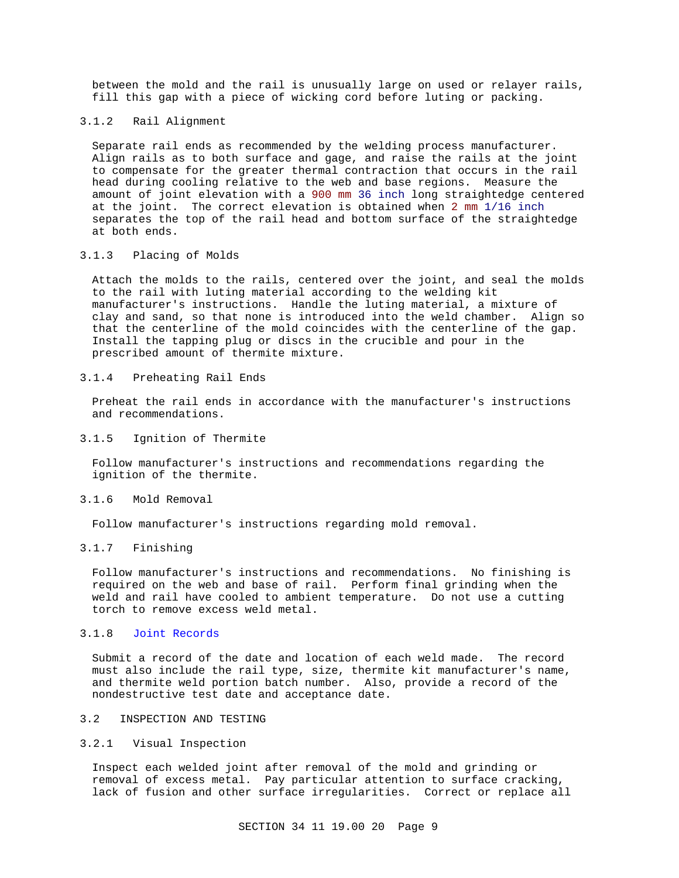between the mold and the rail is unusually large on used or relayer rails, fill this gap with a piece of wicking cord before luting or packing.

### 3.1.2 Rail Alignment

Separate rail ends as recommended by the welding process manufacturer. Align rails as to both surface and gage, and raise the rails at the joint to compensate for the greater thermal contraction that occurs in the rail head during cooling relative to the web and base regions. Measure the amount of joint elevation with a 900 mm 36 inch long straightedge centered at the joint. The correct elevation is obtained when 2 mm 1/16 inch separates the top of the rail head and bottom surface of the straightedge at both ends.

### 3.1.3 Placing of Molds

Attach the molds to the rails, centered over the joint, and seal the molds to the rail with luting material according to the welding kit manufacturer's instructions. Handle the luting material, a mixture of clay and sand, so that none is introduced into the weld chamber. Align so that the centerline of the mold coincides with the centerline of the gap. Install the tapping plug or discs in the crucible and pour in the prescribed amount of thermite mixture.

### 3.1.4 Preheating Rail Ends

Preheat the rail ends in accordance with the manufacturer's instructions and recommendations.

### 3.1.5 Ignition of Thermite

Follow manufacturer's instructions and recommendations regarding the ignition of the thermite.

### 3.1.6 Mold Removal

Follow manufacturer's instructions regarding mold removal.

### 3.1.7 Finishing

Follow manufacturer's instructions and recommendations. No finishing is required on the web and base of rail. Perform final grinding when the weld and rail have cooled to ambient temperature. Do not use a cutting torch to remove excess weld metal.

### 3.1.8 Joint Records

Submit a record of the date and location of each weld made. The record must also include the rail type, size, thermite kit manufacturer's name, and thermite weld portion batch number. Also, provide a record of the nondestructive test date and acceptance date.

## 3.2 INSPECTION AND TESTING

### 3.2.1 Visual Inspection

Inspect each welded joint after removal of the mold and grinding or removal of excess metal. Pay particular attention to surface cracking, lack of fusion and other surface irregularities. Correct or replace all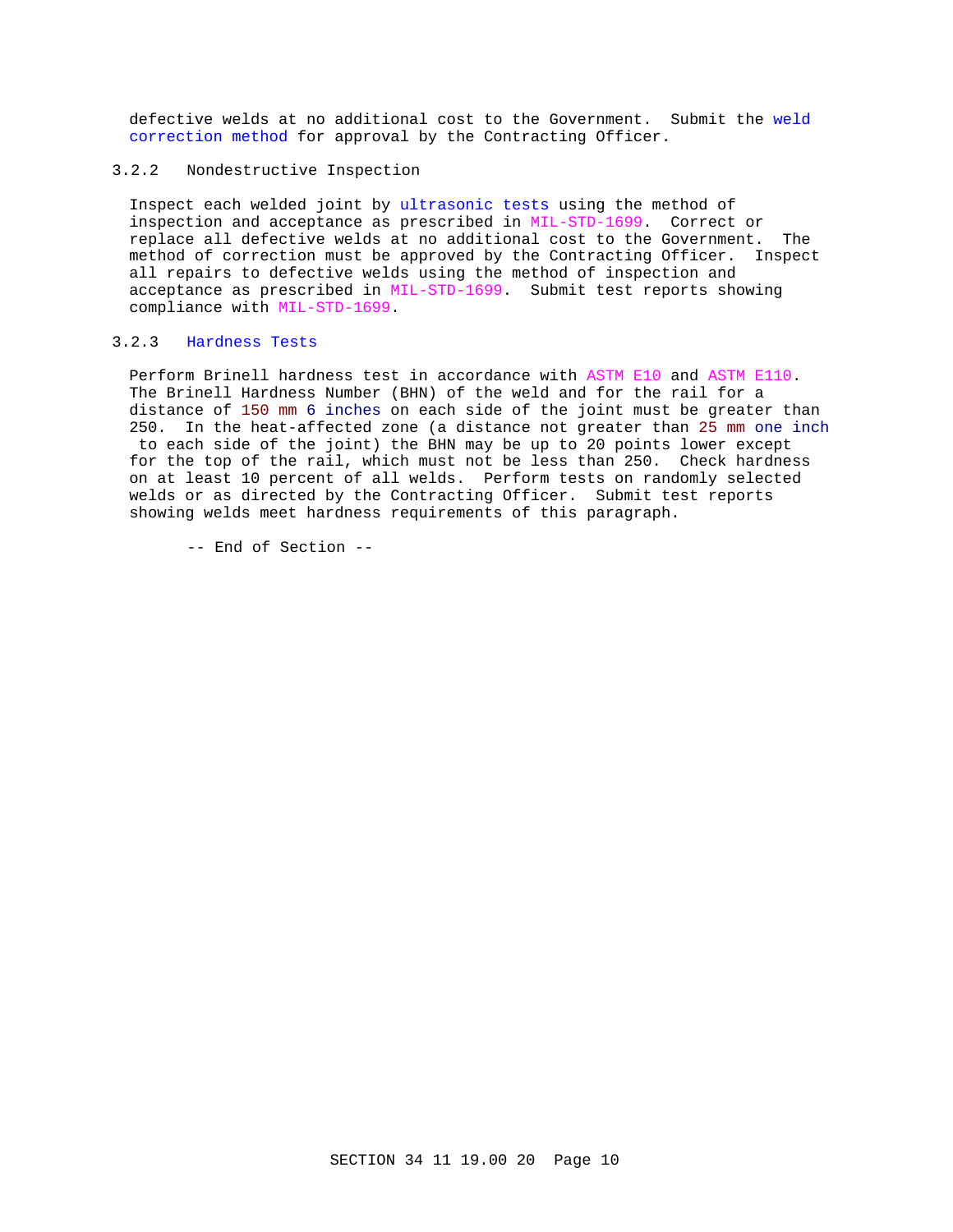defective welds at no additional cost to the Government. Submit the weld correction method for approval by the Contracting Officer.

### 3.2.2 Nondestructive Inspection

Inspect each welded joint by ultrasonic tests using the method of inspection and acceptance as prescribed in MIL-STD-1699. Correct or replace all defective welds at no additional cost to the Government. The method of correction must be approved by the Contracting Officer. Inspect all repairs to defective welds using the method of inspection and acceptance as prescribed in MIL-STD-1699. Submit test reports showing compliance with MIL-STD-1699.

### 3.2.3 Hardness Tests

Perform Brinell hardness test in accordance with ASTM E10 and ASTM E110. The Brinell Hardness Number (BHN) of the weld and for the rail for a distance of 150 mm 6 inches on each side of the joint must be greater than 250. In the heat-affected zone (a distance not greater than 25 mm one inch to each side of the joint) the BHN may be up to 20 points lower except for the top of the rail, which must not be less than 250. Check hardness on at least 10 percent of all welds. Perform tests on randomly selected welds or as directed by the Contracting Officer. Submit test reports showing welds meet hardness requirements of this paragraph.

-- End of Section --